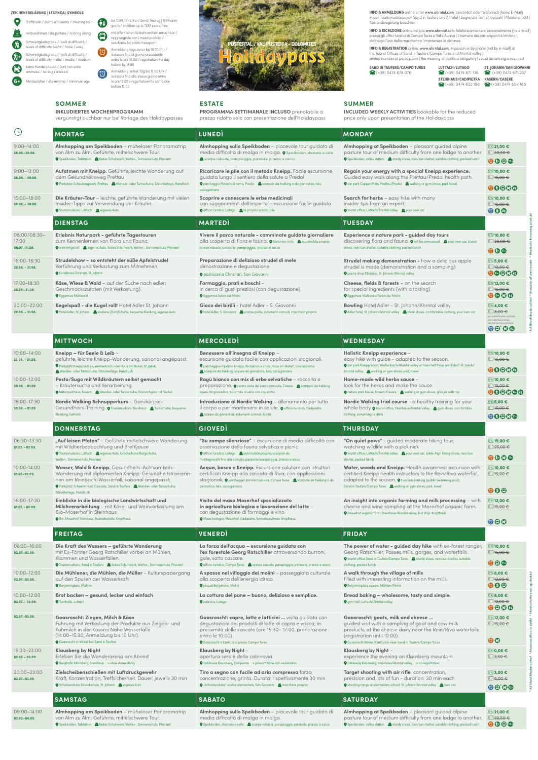**ZEICHENERKLÄRUNG | LEGENDA | SYMBOLS**

- Treffpunkt / punto d'incontro / meeting point
- mitzunehmen / da portare / to bring along
- Schwierigkeitsgrade / livelli di difficoltà / levels of difficulty: leicht / facile / easy
- Schwierigkeitsgrade / livelli di difficoltà / levels of difficulty: mittel / media / medium
- keine Hunde erlaubt / cani non sono ammessi / no dogs allowed
- 6+ Mindestalter / età minima / minimum age
- bis 11,99 Jahre frei / bimbi fino agli 11,99 anni gratis / children up to 11,99 years: free
- mit öffentlichen Verkehrsmitteln erreichbar / raggiungibile con i mezzi pubblici / reachable by public transport
- Anmeldung tags zuvor bis 18:00 Uhr / iscrizioni fino al giorno precedente entro le ore 18:00 / registration the day before by 18:00
- Anmeldung selber Tag bis 12:00 Uhr / iscrizioni fino allo stesso giorno entro le ore 12:00 / registration the same day before 12:00

# PUSTERTAL / VAL PUSTERIA - DOLOMITES
# Holidaypass

**INFO & ANMELDUNG** online unter www.ahrntal.com, persönlich oder telefonisch (keine E-Mail) in den Tourismusbüros von Sand in Taufers und Ahrntal | begrenzte Teilnehmerzahl | Maskenpflicht | Abstandsregelung beachten

**INFO & ISCRIZIONE** online nel sito www.ahrntal.com, telefonicamente o personalmente (no e-mail) presso gli uffici turistici di Campo Tures e Valle Aurina | il numero dei partecipanti è limitato | d'obbligo l'uso della mascherina | mantenere le distanze

**INFO & REGISTRATION** online: www.ahrntal.com, in person or by phone (not by e-mail) at the Tourist Offices of Sand in Taufers/Campo Tures and Ahrntal valley | limited number of participants | the wearing of masks is obligatory | social distancing is required

**SAND IN TAUFERS/CAMPO TURES** (+39) 0474 678 076
**LUTTACH/LUTAGO** (+39) 0474 671 136
**ST. JOHANN/SAN GIOVANNI** (+39) 0474 671 257
**STEINHAUS/CADIPIETRA** (+39) 0474 652 198
**KASERN/CASERE** (+39) 0474 654 188

## SOMMER
**INKLUDIERTES WOCHENPROGRAMM**
vergünstigt buchbar nur bei Vorlage des Holidaypasses

## ESTATE
**PROGRAMMA SETTIMANALE INCLUSO** prenotabile a prezzo ridotto solo con presentazione dell'Holidaypass

## SUMMER
**INCLUDED WEEKLY ACTIVITIES** bookable for the reduced price only upon presentation of the Holidaypass

| Zeit | MONTAG | LUNEDÌ | MONDAY | Preis |
|---|---|---|---|---|
| 9:00–14:00 **28.06.–30.08.** | **Almhopping am Speikboden** – müheloser Panoramatrip von Alm zu Alm. Geführte, mittelschwere Tour. Speikboden, Talstation; festes Schuhwerk, Wetter-, Sonnenschutz, Proviant | **Almhopping sullo Speikboden** – piacevole tour guidato di media difficoltà di malga in malga. Speikboden, stazione a valle; scarpe robuste, parapioggia, parasole, pranzo a sacco | **Almhopping at Speikboden** – pleasant guided alpine pasture tour of medium difficulty from one lodge to another. Speikboden, valley station; sturdy shoes, rain/sun shelter, suitable clothing, packed lunch | 21,00 € ~~30,50 €~~ |
| 9:00–13:00 **28.06. - 30.06.** | **Aufatmen mit Kneipp.** Geführte, leichte Wanderung auf dem Gesundheitsweg Prettau. Parkplatz Schaubergwerk, Prettau; Wander- oder Turnschuhe, Sitzunterlage, Handtuch | **Ricaricare le pile con il metodo Kneipp.** Facile escursione guidata lungo il sentiero della salute a Predoi. parcheggio Miniera di rame, Predoi; scarponi da trekking o da ginnastica, telo, asciugamano | **Regain your energy with a special Kneipp experience.** Guided easy walk along the Prettau/Predoi health path. car park Copper Mine, Prettau/Predoi; walking or gym shoes, pad, towel | 10,00 € ~~15,00 €~~ |
| 15:00–18:00 **28.06. - 30.06.** | **Die Kräuter-Tour** – leichte, geführte Wanderung mit vielen Insider-Tipps zur Verwendung der Kräuter. Tourismusbüro, Luttach; eigenes Auto | **Scoprire e conoscere le erbe medicinali** con suggerimenti dell'esperto – escursione facile guidata. ufficio turistico, Lutago; la propria automobile | **Search for herbs** – easy hike with many insider tips from an expert. tourist office, Luttach/Ahrntal valley; your own car | 10,00 € ~~15,00 €~~ |
| | **DIENSTAG** | **MARTEDÌ** | **TUESDAY** | |
| 08:00/08:30–17:00 **06.07.–31.08.** | **Erlebnis Naturpark - geführte Tagestouren** zum Kennenlernen von Flora und Fauna. wird mitgeteilt; eigenes Auto, festes Schuhwerk, Wetter-, Sonnenschutz, Proviant | **Vivere il parco naturale - camminate guidate giornaliere** alla scoperta di flora e fauna. Sarà reso noto; automobile propria, scarpe robuste, parasole- parapioggia, pranzo al sacco | **Experience a nature park - guided day tours** discovering flora and fauna. will be announced; your own car, sturdy shoes, rain/sun shelter, suitable clothing, packed lunch | 10,00 € ~~20,00 €~~ |
| 16:00–16:30 **29.06. - 31.08.** | **Strudelshow – so entsteht der süße Apfelstrudel** Vorführung und Verkostung zum Mitnehmen. Konditorei Christian, St. Johann | **Preparazione di delizioso strudel di mele** dimostrazione e degustazione. pasticceria Christian, San Giovanni | **Strudel making demonstration** - how a delicious apple strudel is made (demonstration and a sampling). pastry shop Christian, St. Johann/Ahrntal valley | 5,00 € ~~10,00 €~~ |
| 17:00–18:30 **29.06.–31.08.** | **Käse, Wiese & Wald** – auf der Suche nach edlen Geschmackszutaten (mit Verkostung). Eggemoa Mühlwald | **Formaggio, prati e boschi** – in cerca di gusti preziosi (con degustazione). Eggemoa Selva dei Molini | **Cheese, fields & forests** – on the search for special ingredients (with a tasting). Eggemoa Mühlwald/Selva dei Molini | 12,00 € ~~15,00 €~~ |
| 20:00–22:00 **29.06. - 31.08.** | **Kegelspaß - die Kugel rollt** Hotel Adler St. Johann. Hotel Adler, St. Johann; saubere (Turn)Schuhe, bequeme Kleidung, eigenes Auto | **Gioco dei birilli** - hotel Adler - S. Giovanni. Hotel Adler, S. Giovanni; scarpe pulite, indumenti comodi, macchina propria | **Bowling** Hotel Adler - St. Johann/Ahrntal valley. Adler hotel, St. Johann/Ahrntal valley; clean shoes, comfortable clothing, your own car | 4,00 € ~~8,00 €~~ pro halbe Stunde und Bahn / per mezz'ora e corsia / per half an hour and lane |
| | **MITTWOCH** | **MERCOLEDÌ** | **WEDNESDAY** | |
| 10:00–14:00 **23.06. - 01.09.** | **Kneipp – für Seele & Leib** – geführte, leichte Kneipp-Wanderung, saisonal angepasst. Parkplatz Kneippanlage, Weißenbach oder Haus am Bühel, St. Jakob; Wander- oder Turnschuhe, Sitzunterlage, Handtuch | **Benessere all'insegna di Kneipp** – escursione guidata facile, con applicazioni stagionali. parcheggio impianto Kneipp, Riobianco o casa „Haus am Bühel", San Giacomo; scarponi da trekking oppure da ginnastica, telo, asciugamano | **Holistic Kneipp experience** – easy hike with guide - adapted to the season. car park Kneipp basin, Weißenbach/Ahrntal valley or town hall "Haus am Bühel", St. Jakob/Ahrntal valley; walking or gym shoes, pad, towel | 10,00 € ~~15,00 €~~ |
| 10:00–12:00 **30.06. - 01.09** | **Pesto/Sugo mit Wildkräutern selbst gemacht** – Kräutersuche und Verarbeitung. Naturparkhaus, Kasern; Wander- oder Turnschuhe, Einmachglas mit Deckel | **Ragù bianco con mix di erbe selvatiche** – raccolta e preparazione. centro visite del parco naturale, Casere; scarponi da trekking oppure da ginnastica, barattolo di vetro con coperchio | **Home-made wild herbs sauce** – look for the herbs and make the sauce. nature park house, Kasern/Casere; walking or gym shoes, glas jar with top | 10,00 € ~~15,00 €~~ |
| 16:00–17:30 **30.06. - 01.09** | **Nordic Walking Schnupperkurs** – Ganzkörper-Gesundheits-Training. Tourismusbüro Steinhaus; Turnschuhe, bequeme Kleidung, Getränk | **Introduzione al Nordic Walking** – allenamento per tutto il corpo e per mantenersi in salute. ufficio turistico, Cadipietra; scarpe da ginnastica, indumenti comodi, bibita | **Nordic Walking trial course** - a healthy training for your whole body. tourist office, Steinhaus/Ahrntal valley; gym shoes, comfortable clothing, something to drink | 5,00 € ~~10,00 €~~ |
| | **DONNERSTAG** | **GIOVEDÌ** | **THURSDAY** | |
| 06:30–13:30 **01.07. - 02.09.** | **„Auf leisen Pfoten"** – Geführte mittelschwere Wanderung mit Wildtierbeobachtung und Brettljause. Tourismusbüro, Luttach; eigenes Auto, knöchelhohe Bergschuhe, Wetter-, Sonnenschutz, Proviant | **"Su zampe silenziose"** – escursione di media difficoltà con osservazione della fauna selvatica e picnic. ufficio turistico, Lutago; automobile propria, scarponi da montagna alti fino alla caviglia, parasole/parapioggia, pranzo a sacco | **"On quiet paws"** – guided moderate hiking tour, watching wildlife with a pick nick. tourist office, Luttach/Ahrntal valley; your own car, ankle-high hiking shoes, rain/sun shelter, packed lunch | 15,00 € ~~25,00 €~~ |
| 10:00–14:00 **01.07.–02.09.** | **Wasser, Wald & Kneipp.** Gesundheits-Achtsamkeits-Wanderung mit diplomierten Kneipp-Gesundheitstrainerinnen am Reinbach-Wasserfall, saisonal angepasst. Parkplatz Schwimmbad Cascade, Sand in Taufers; Wander- oder Turnschuhe, Sitzunterlage, Handtuch | **Acqua, bosco e Kneipp.** Escursione salutare con istruttori certificati Kneipp alla cascata di Riva; con applicazioni stagionali. parcheggio piscina Cascade, Campo Tures; scarponi da trekking o da ginnastica, telo, asciugamano | **Water, woods and Kneipp.** Health awareness excursion with certified Kneipp health instructors to the Rein/Riva waterfall, adapted to the season. Cascade parking (public swimming pool), Sand in Taufers/Campo Tures; walking or gym shoes, pad, towel | 10,00 € ~~15,00 €~~ |
| 16:00–17:30 **01.07. - 02.09.** | **Einblicke in die biologische Landwirtschaft und Milchverarbeitung** – mit Käse- und Weinverkostung am Bio-Moserhof in Steinhaus. Bio-Moserhof Steinhaus, Bushaltestelle: Kropfhaus | **Visita del maso Moserhof specializzato in agricoltura biologica e lavorazione del latte** – con degustazione di formaggi e vino. Maso biologico Moserhof, Cadipietra, fermata pullman: Kropfhaus | **An insight into organic farming and milk processing** – with cheese and wine sampling at the Moserhof organic farm. Moserhof organic farm, Steinhaus/Ahrntal valley, bus stop: Kropfhaus | 12,00 € ~~15,00 €~~ |
| | **FREITAG** | **VENERDÌ** | **FRIDAY** | |
| 08:20–16:00 **02.07.–03.09.** | **Die Kraft des Wassers – geführte Wanderung** mit Ex-Förster Georg Ratschiller vorbei an Mühlen, Klammen und Wasserfällen. Tourismusbüro, Sand in Taufers; festes Schuhwerk, Wetter-, Sonnenschutz, Proviant | **La forza dell'acqua – escursione guidata con l'ex forestale Georg Ratschiller** attraversando burroni, gole, sotto cascate. ufficio turistico, Campo Tures; scarpe robuste, parapioggia, parasole, pranzo a sacco | **The power of water - guided day hike** with ex-forest ranger, Georg Ratschiller. Passes mills, gorges, and waterfalls. tourist office Sand in Taufers/Campo Tures; sturdy shoes, rain/sun shelter, suitable clothing, packed lunch | 10,00 € ~~15,00 €~~ |
| 10:00–12:00 **02.07.–03.09.** | **Die Mühlener, die Mühlen, die Müller** – Kulturspaziergang auf den Spuren der Wasserkraft. Benjaminplatz, Mühlen | **A spasso nel villaggio dei molini** – passeggiata culturale alla scoperta dell'energia idrica. piazza Benjamino, Molini | **A walk through the village of mills** filled with interesting information on the mills. Benjaminplatz square, Mühlen/Molini | 8,00 € ~~12,00 €~~ |
| 10:00–12:00 **02.07. - 03.09.** | **Brot backen – gesund, lecker und einfach** Turnhalle, Luttach | **La cottura del pane – buono, delizioso e semplice.** palestra, Lutago | **Bread baking – wholesome, tasty and simple.** gym hall, Luttach/Ahrntal valley | 8,00 € ~~12,00 €~~ |
| **02.07.–03.09.** | **Goasroscht: Ziegen, Milch & Käse** Führung mit Verkostung der Produkte aus Ziegen- und Kuhmilch in der Käserei Nähe Wasserfälle (14:00–15:30; Anmeldung bis 10 Uhr). Goasroscht in Winkel bei Sand in Taufers | **Goasroscht: capre, latte e latticini ...** visita guidata con degustazioni dei prodotti di latte di capra e vacca; in prossimità delle cascate (ore 15:30– 17:00, prenotazione entro le 10:00). Goasroscht a Cantuccio presso Campo Tures | **Goasroscht: goats, milk and cheese ...** guided visit with a sampling of goat and cow milk products, at the cheese dairy near the Rein/Riva waterfalls (registration until 10:00). Goasroscht Winkel/Cantuccio near Sand in Taufers/Campo Tures | 12,00 € ~~15,00 €~~ |
| 19:30–23:00 **02.07. - 03.09.** | **Klausberg by Night** Erleben Sie die Wanderarena am Abend. Bergbahn Klausberg, Steinhaus > ohne Anmeldung | **Klausberg by Night** – apertura serale della cabinovia. cabinovia Klausberg, Cadipietra > prenotazione non necessaria | **Klausberg by Night** – experience the evening on Klausberg mountain. cableway Klausberg, Steinhaus/Ahrntal valley > no registration | 0,00 € ~~3,50 €~~ |
| 20:00–23:00 **02.07.–03.09.** | **Zielscheibenschießen mit Luftdruckgewehr** Kraft, Konzentration, Treffsicherheit. Dauer: jeweils 30 min. Schützenstube Grundschule, St. Johann; eigenes Auto | **Tiro a segno con fucile ad aria compressa** forza, concentrazione, grinta. Durata: rispettivamente 30 min. „Schützenstube" scuola elementare, San Giovanni; macchina propria | **Target shooting with air rifle** concentration, precision and lots of fun - duration: 30 min each. shooting range at elementary school, St. Johann/Ahrntal valley; own car | 3,00 € ~~6,00 €~~ |
| | **SAMSTAG** | **SABATO** | **SATURDAY** | |
| 09:00–14:00 **03.07.–04.09.** | **Almhopping am Speikboden** – müheloser Panoramatrip von Alm zu Alm. Geführte, mittelschwere Tour. Speikboden, Talstation; festes Schuhwerk, Wetter-, Sonnenschutz, Proviant | **Almhopping sullo Speikboden** – piacevole tour guidato di media difficoltà di malga in malga. Speikboden, stazione a valle; scarpe robuste, parapioggia, parasole, pranzo a sacco | **Almhopping at Speikboden** – pleasant guided alpine pasture tour of medium difficulty from one lodge to another. Speikboden, valley station; sturdy shoes, rain/sun shelter, suitable clothing, packed lunch | 21,00 € ~~30,50 €~~ |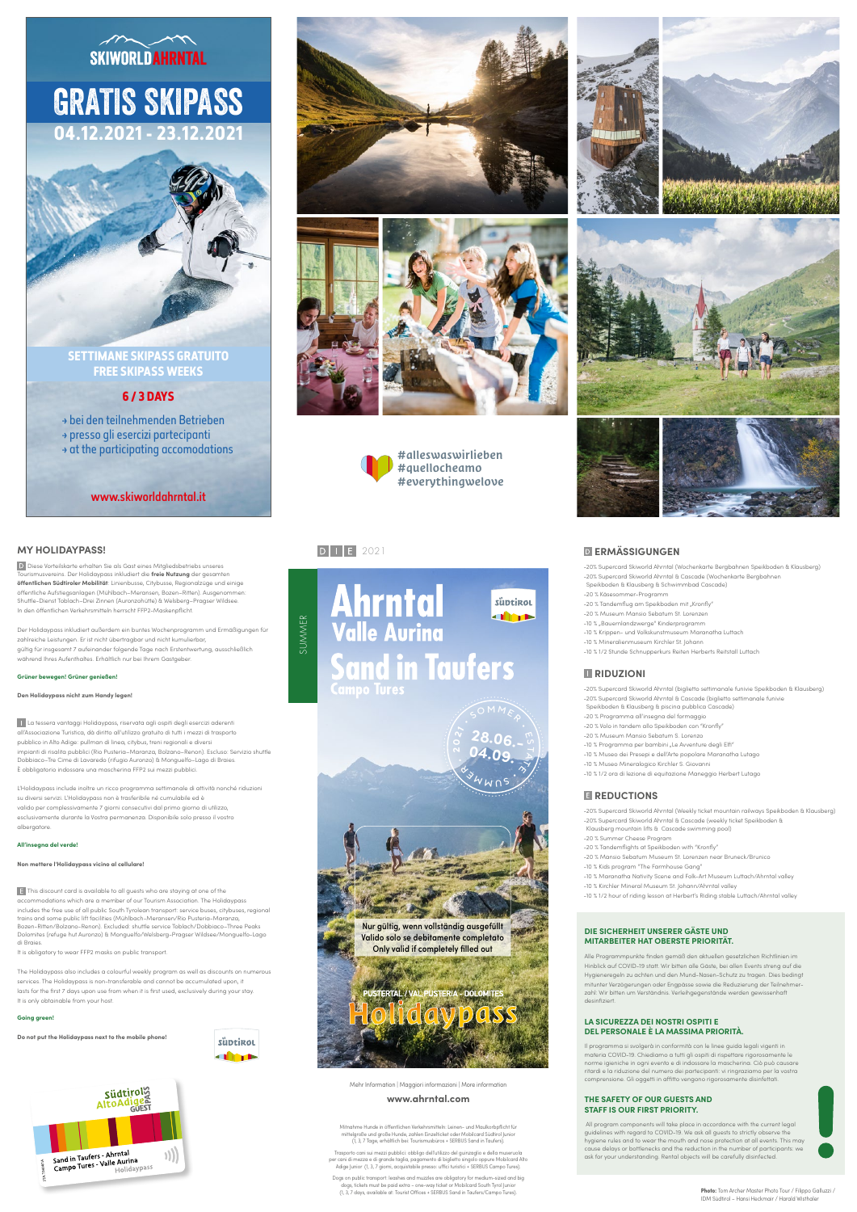SKIWORLD AHRNTAL

# GRATIS SKIPASS

## 04.12.2021 - 23.12.2021

SETTIMANE SKIPASS GRATUITO
FREE SKIPASS WEEKS

**6 / 3 DAYS**

- bei den teilnehmenden Betrieben
- presso gli esercizi partecipanti
- at the participating accomodations

www.skiworldahrntal.it

#alleswaswirlieben
#quellocheamo
#everythingwelove

## MY HOLIDAYPASS!

D Diese Vorteilskarte erhalten Sie als Gast eines Mitgliedsbetriebs unseres Tourismusvereins. Der Holidaypass inkludiert die **freie Nutzung** der gesamten **öffentlichen Südtiroler Mobilität**: Linienbusse, Citybusse, Regionalzüge und einige öffentliche Aufstiegsanlagen (Mühlbach–Meransen, Bozen–Ritten). Ausgenommen: Shuttle-Dienst Toblach–Drei Zinnen (Auronzohütte) & Welsberg–Pragser Wildsee. In den öffentlichen Verkehrsmitteln herrscht FFP2-Maskenpflicht.

Der Holidaypass inkludiert außerdem ein buntes Wochenprogramm und Ermäßigungen für zahlreiche Leistungen. Er ist nicht übertragbar und nicht kumulierbar, gültig für insgesamt 7 aufeinander folgende Tage nach Erstentwertung, ausschließlich während Ihres Aufenthaltes. Erhältlich nur bei Ihrem Gastgeber.

**Grüner bewegen! Grüner genießen!**

**Den Holidaypass nicht zum Handy legen!**

I La tessera vantaggi Holidaypass, riservata agli ospiti degli esercizi aderenti all'Associazione Turistica, dà diritto all'utilizzo gratuito di tutti i mezzi di trasporto pubblico in Alto Adige: pullman di linea, citybus, treni regionali e diversi impianti di risalita pubblici (Rio Pusteria–Maranza, Bolzano–Renon). Escluso: Servizio shuttle Dobbiaco–Tre Cime di Lavaredo (rifugio Auronzo) & Monguelfo–Lago di Braies. È obbligatorio indossare una mascherina FFP2 sui mezzi pubblici.

L'Holidaypass include inoltre un ricco programma settimanale di attività nonché riduzioni su diversi servizi. L'Holidaypass non è trasferibile né cumulabile ed è valido per complessivamente 7 giorni consecutivi dal primo giorno di utilizzo, esclusivamente durante la Vostra permanenza. Disponibile solo presso il vostro albergatore.

**All'insegna del verde!**

**Non mettere l'Holidaypass vicino al cellulare!**

E This discount card is available to all guests who are staying at one of the accommodations which are a member of our Tourism Association. The Holidaypass includes the free use of all public South Tyrolean transport: service buses, citybuses, regional trains and some public lift facilities (Mühlbach–Meransen/Rio Pusteria–Maranza, Bozen–Ritten/Bolzano–Renon). Excluded: shuttle service Toblach/Dobbiaco–Three Peaks Dolomites (refuge hut Auronzo) & Monguelfo/Welsberg–Pragser Wildsee/Monguelfo–Lago di Braies.
It is obligatory to wear FFP2 masks on public transport.

The Holidaypass also includes a colourful weekly program as well as discounts on numerous services. The Holidaypass is non-transferable and cannot be accumulated upon, it lasts for the first 7 days upon use from when it is first used, exclusively during your stay. It is only obtainable from your host.

**Going green!**

**Do not put the Holidaypass next to the mobile phone!**

Südtirol

Südtirol AltoAdige GUEST PASS
Sand in Taufers - Ahrntal
Campo Tures - Valle Aurina
Holidaypass

D I E 2021

SUMMER

# Ahrntal
## Valle Aurina
# Sand in Taufers
## Campo Tures

Südtirol

SOMMER · ESTATE · SUMMER 2021
28.06.– 04.09.

Nur gültig, wenn vollständig ausgefüllt
Valido solo se debitamente completato
Only valid if completely filled out

PUSTERTAL / VAL PUSTERIA - DOLOMITES

# Holidaypass

Mehr Information | Maggiori informazioni | More information

**www.ahrntal.com**

Mitnahme Hunde in öffentlichen Verkehrsmitteln: Leinen- und Maulkorbpflicht für mittelgroße und große Hunde, zahlen Einzelticket oder Mobilcard Südtirol Junior (1, 3, 7 Tage, erhältlich bei Tourismusbüros + SERBUS Sand in Taufers).

Trasporto cani sui mezzi pubblici: obbligo dell'utilizzo del guinzaglio e della museruola per cani di mezza e di grande taglia, pagamento di biglietto singolo oppure Mobilcard Alto Adige Junior (1, 3, 7 giorni, acquistabile presso: uffici turistici + SERBUS Campo Tures).

Dogs on public transport: leashes and muzzles are obligatory for medium-sized and big dogs, tickets must be paid extra - one-way ticket or Mobilcard South Tyrol Junior (1, 3, 7 days, available at: Tourist Offices + SERBUS Sand in Taufers/Campo Tures).

## D ERMÄSSIGUNGEN

- -20% Supercard Skiworld Ahrntal (Wochenkarte Bergbahnen Speikboden & Klausberg)
- -20% Supercard Skiworld Ahrntal & Cascade (Wochenkarte Bergbahnen Speikboden & Klausberg & Schwimmbad Cascade)
- -20 % Käsesommer-Programm
- -20 % Tandemflug am Speikboden mit „Kronfly"
- -20 % Museum Mansio Sebatum St. Lorenzen
- -10 % „Bauernlandzwerge" Kinderprogramm
- -10 % Krippen- und Volkskunstmuseum Maranatha Luttach
- -10 % Mineralienmuseum Kirchler St. Johann
- -10 % 1/2 Stunde Schnupperkurs Reiten Herberts Reitstall Luttach

## I RIDUZIONI

- -20% Supercard Skiworld Ahrntal (biglietto settimanale funivie Speikboden & Klausberg)
- -20% Supercard Skiworld Ahrntal & Cascade (biglietto settimanale funivie Speikboden & Klausberg & piscina pubblica Cascade)
- -20 % Programma all'insegna del formaggio
- -20 % Volo in tandem allo Speikboden con "Kronfly"
- -20 % Museum Mansio Sebatum S. Lorenzo
- -10 % Programma per bambini „Le Avventure degli Elfi"
- -10 % Museo dei Presepi e dell'Arte popolare Maranatha Lutago
- -10 % Museo Mineralogico Kirchler S. Giovanni
- -10 % 1/2 ora di lezione di equitazione Maneggio Herbert Lutago

## E REDUCTIONS

- -20% Supercard Skiworld Ahrntal (Weekly ticket mountain railways Speikboden & Klausberg)
- -20% Supercard Skiworld Ahrntal & Cascade (weekly ticket Speikboden & Klausberg mountain lifts & Cascade swimming pool)
- -20 % Summer Cheese Program
- -20 % Tandemflights at Speikboden with "Kronfly"
- -20 % Mansio Sebatum Museum St. Lorenzen near Bruneck/Brunico
- -10 % Kids program "The Farmhouse Gang"
- -10 % Maranatha Nativity Scene and Folk-Art Museum Luttach/Ahrntal valley
- -10 % Kirchler Mineral Museum St. Johann/Ahrntal valley
- -10 % 1/2 hour of riding lesson at Herbert's Riding stable Luttach/Ahrntal valley

### DIE SICHERHEIT UNSERER GÄSTE UND MITARBEITER HAT OBERSTE PRIORITÄT.

Alle Programmpunkte finden gemäß den aktuellen gesetzlichen Richtlinien im Hinblick auf COVID-19 statt. Wir bitten alle Gäste, bei allen Events streng auf die Hygieneregeln zu achten und den Mund-Nasen-Schutz zu tragen. Dies bedingt mitunter Verzögerungen oder Engpässe sowie die Reduzierung der Teilnehmerzahl. Wir bitten um Verständnis. Verleihgegenstände werden gewissenhaft desinfiziert.

### LA SICUREZZA DEI NOSTRI OSPITI E DEL PERSONALE È LA MASSIMA PRIORITÀ.

Il programma si svolgerà in conformità con le linee guida legali vigenti in materia COVID-19. Chiediamo a tutti gli ospiti di rispettare rigorosamente le norme igieniche in ogni evento e di indossare la mascherina. Ciò può causare ritardi e la riduzione del numero dei partecipanti: vi ringraziamo per la vostra comprensione. Gli oggetti in affitto vengono rigorosamente disinfettati.

### THE SAFETY OF OUR GUESTS AND STAFF IS OUR FIRST PRIORITY.

All program components will take place in accordance with the current legal guidelines with regard to COVID-19. We ask all guests to strictly observe the hygiene rules and to wear the mouth and nose protection at all events. This may cause delays or bottlenecks and the reduction in the number of participants: we ask for your understanding. Rental objects will be carefully disinfected.

**Photo:** Tom Archer Master Photo Tour / Filippo Galluzzi / IDM Südtirol – Hansi Heckmair / Harald Wisthaler